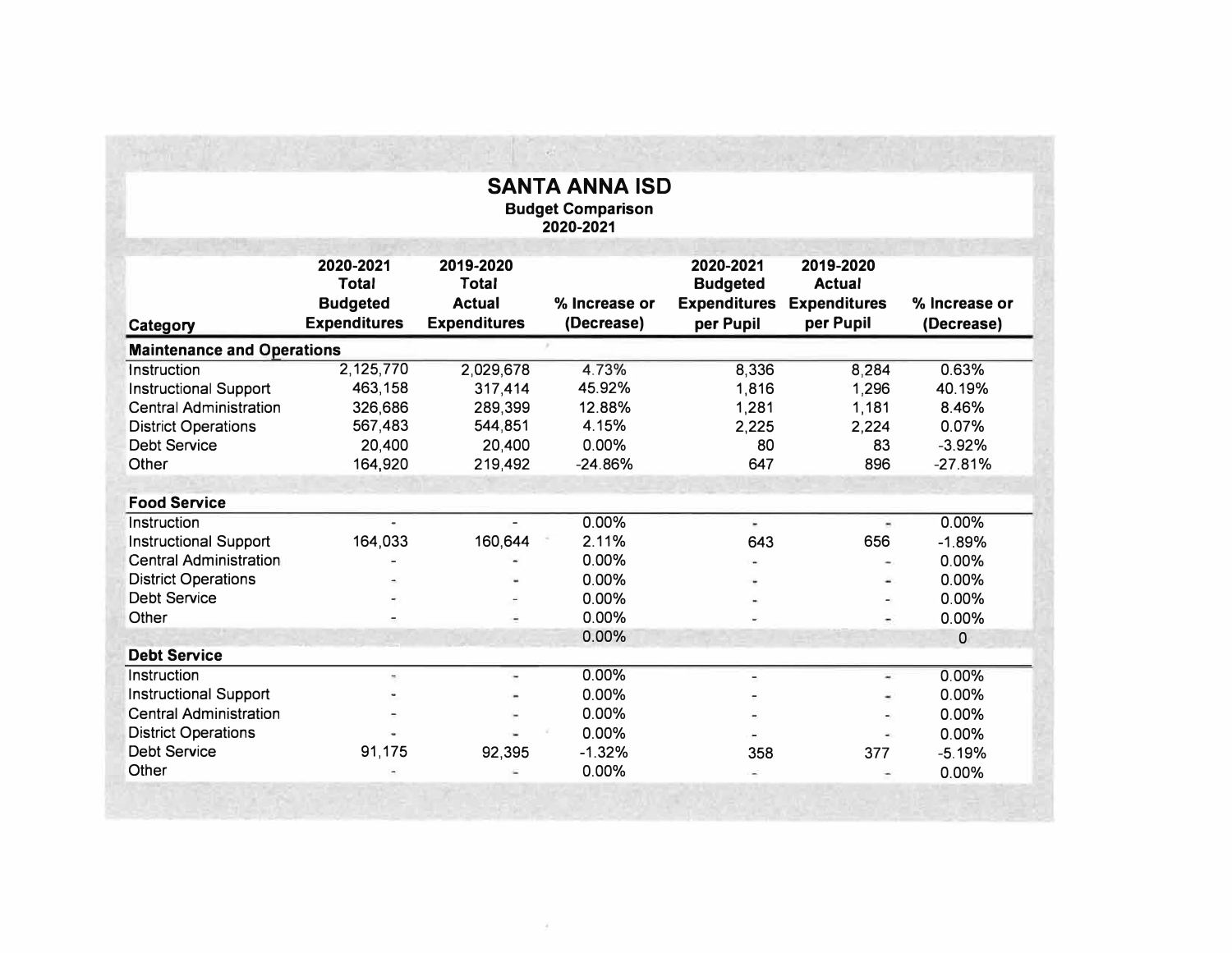# SANTA ANNA ISD

**Budget Comparison**
**2020-2021**

| Category | 2020-2021 Total Budgeted Expenditures | 2019-2020 Total Actual Expenditures | % Increase or (Decrease) | 2020-2021 Budgeted Expenditures per Pupil | 2019-2020 Actual Expenditures per Pupil | % Increase or (Decrease) |
|---|---|---|---|---|---|---|
| **Maintenance and Operations** | | | | | | |
| Instruction | 2,125,770 | 2,029,678 | 4.73% | 8,336 | 8,284 | 0.63% |
| Instructional Support | 463,158 | 317,414 | 45.92% | 1,816 | 1,296 | 40.19% |
| Central Administration | 326,686 | 289,399 | 12.88% | 1,281 | 1,181 | 8.46% |
| District Operations | 567,483 | 544,851 | 4.15% | 2,225 | 2,224 | 0.07% |
| Debt Service | 20,400 | 20,400 | 0.00% | 80 | 83 | -3.92% |
| Other | 164,920 | 219,492 | -24.86% | 647 | 896 | -27.81% |
| **Food Service** | | | | | | |
| Instruction | - | - | 0.00% | - | - | 0.00% |
| Instructional Support | 164,033 | 160,644 | 2.11% | 643 | 656 | -1.89% |
| Central Administration | - | - | 0.00% | - | - | 0.00% |
| District Operations | - | - | 0.00% | - | - | 0.00% |
| Debt Service | - | - | 0.00% | - | - | 0.00% |
| Other | - | - | 0.00% | - | - | 0.00% |
| | | | 0.00% | | | 0 |
| **Debt Service** | | | | | | |
| Instruction | - | - | 0.00% | - | - | 0.00% |
| Instructional Support | - | - | 0.00% | - | - | 0.00% |
| Central Administration | - | - | 0.00% | - | - | 0.00% |
| District Operations | - | - | 0.00% | - | - | 0.00% |
| Debt Service | 91,175 | 92,395 | -1.32% | 358 | 377 | -5.19% |
| Other | - | - | 0.00% | - | - | 0.00% |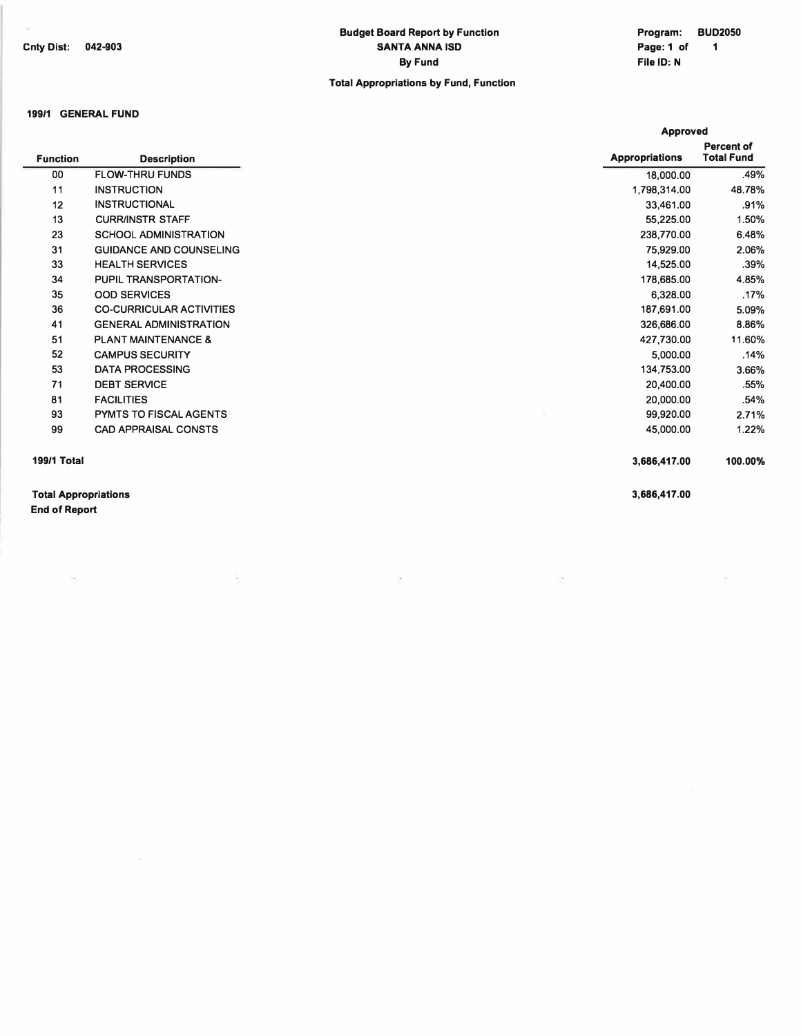Cnty Dist: 042-903

**Budget Board Report by Function**
**SANTA ANNA ISD**
**By Fund**

Program: BUD2050
File ID: N

**Total Appropriations by Fund, Function**

**199/1 GENERAL FUND**

| Function | Description | Approved Appropriations | Approved Percent of Total Fund |
|---|---|---|---|
| 00 | FLOW-THRU FUNDS | 18,000.00 | .49% |
| 11 | INSTRUCTION | 1,798,314.00 | 48.78% |
| 12 | INSTRUCTIONAL | 33,461.00 | .91% |
| 13 | CURR/INSTR STAFF | 55,225.00 | 1.50% |
| 23 | SCHOOL ADMINISTRATION | 238,770.00 | 6.48% |
| 31 | GUIDANCE AND COUNSELING | 75,929.00 | 2.06% |
| 33 | HEALTH SERVICES | 14,525.00 | .39% |
| 34 | PUPIL TRANSPORTATION- | 178,685.00 | 4.85% |
| 35 | OOD SERVICES | 6,328.00 | .17% |
| 36 | CO-CURRICULAR ACTIVITIES | 187,691.00 | 5.09% |
| 41 | GENERAL ADMINISTRATION | 326,686.00 | 8.86% |
| 51 | PLANT MAINTENANCE & | 427,730.00 | 11.60% |
| 52 | CAMPUS SECURITY | 5,000.00 | .14% |
| 53 | DATA PROCESSING | 134,753.00 | 3.66% |
| 71 | DEBT SERVICE | 20,400.00 | .55% |
| 81 | FACILITIES | 20,000.00 | .54% |
| 93 | PYMTS TO FISCAL AGENTS | 99,920.00 | 2.71% |
| 99 | CAD APPRAISAL CONSTS | 45,000.00 | 1.22% |
| **199/1 Total** | | **3,686,417.00** | **100.00%** |
| **Total Appropriations** | | **3,686,417.00** | |

**End of Report**